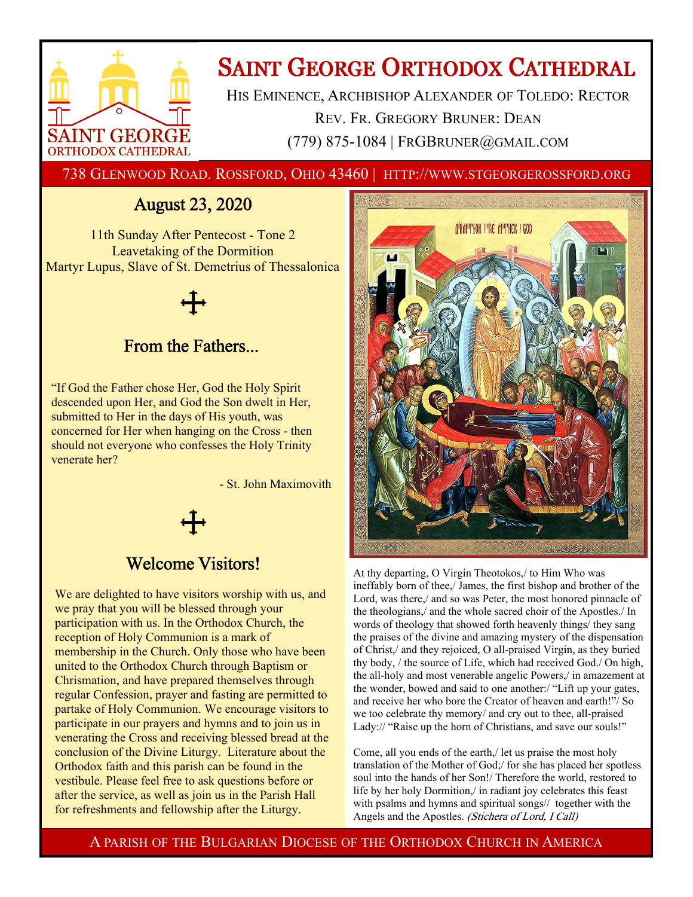# Saint George Orthodox Cathedral

His Eminence, Archbishop Alexander of Toledo: Rector

Rev. Fr. Gregory Bruner: Dean

(779) 875-1084 | FrGBruner@gmail.com

738 Glenwood Road. Rossford, Ohio 43460 | http://www.stgeorgerossford.org

## August 23, 2020

11th Sunday After Pentecost - Tone 2
Leavetaking of the Dormition
Martyr Lupus, Slave of St. Demetrius of Thessalonica

## From the Fathers...

"If God the Father chose Her, God the Holy Spirit descended upon Her, and God the Son dwelt in Her, submitted to Her in the days of His youth, was concerned for Her when hanging on the Cross - then should not everyone who confesses the Holy Trinity venerate her?

- St. John Maximovith

## Welcome Visitors!

We are delighted to have visitors worship with us, and we pray that you will be blessed through your participation with us. In the Orthodox Church, the reception of Holy Communion is a mark of membership in the Church. Only those who have been united to the Orthodox Church through Baptism or Chrismation, and have prepared themselves through regular Confession, prayer and fasting are permitted to partake of Holy Communion. We encourage visitors to participate in our prayers and hymns and to join us in venerating the Cross and receiving blessed bread at the conclusion of the Divine Liturgy. Literature about the Orthodox faith and this parish can be found in the vestibule. Please feel free to ask questions before or after the service, as well as join us in the Parish Hall for refreshments and fellowship after the Liturgy.

At thy departing, O Virgin Theotokos,/ to Him Who was ineffably born of thee,/ James, the first bishop and brother of the Lord, was there,/ and so was Peter, the most honored pinnacle of the theologians,/ and the whole sacred choir of the Apostles./ In words of theology that showed forth heavenly things/ they sang the praises of the divine and amazing mystery of the dispensation of Christ,/ and they rejoiced, O all-praised Virgin, as they buried thy body, / the source of Life, which had received God./ On high, the all-holy and most venerable angelic Powers,/ in amazement at the wonder, bowed and said to one another:/ "Lift up your gates, and receive her who bore the Creator of heaven and earth!"/ So we too celebrate thy memory/ and cry out to thee, all-praised Lady:// "Raise up the horn of Christians, and save our souls!"

Come, all you ends of the earth,/ let us praise the most holy translation of the Mother of God;/ for she has placed her spotless soul into the hands of her Son!/ Therefore the world, restored to life by her holy Dormition,/ in radiant joy celebrates this feast with psalms and hymns and spiritual songs// together with the Angels and the Apostles. *(Stichera of Lord, I Call)*

A parish of the Bulgarian Diocese of the Orthodox Church in America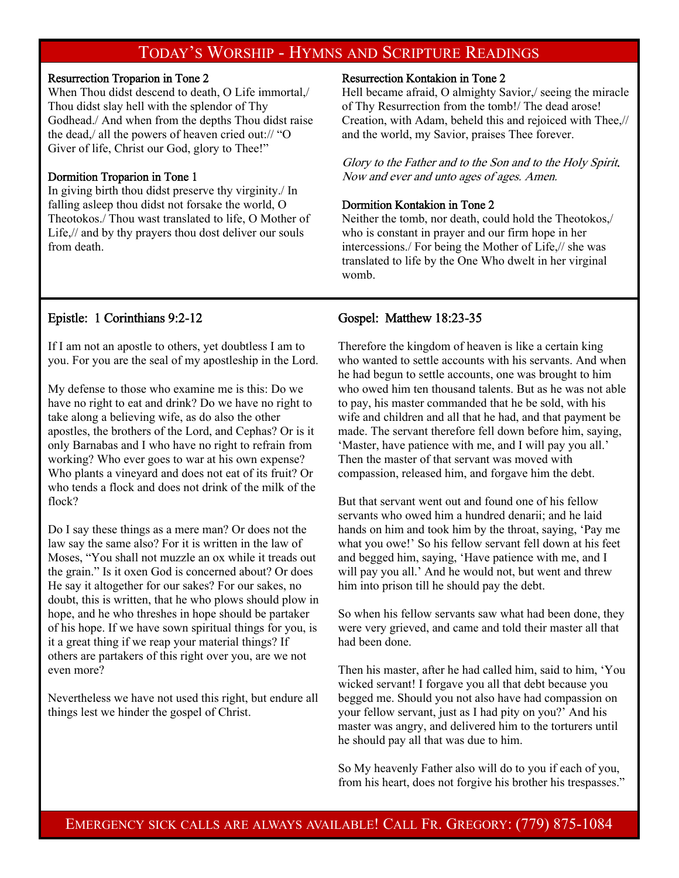# Today's Worship - Hymns and Scripture Readings

### Resurrection Troparion in Tone 2

When Thou didst descend to death, O Life immortal,/ Thou didst slay hell with the splendor of Thy Godhead./ And when from the depths Thou didst raise the dead,/ all the powers of heaven cried out:// "O Giver of life, Christ our God, glory to Thee!"

### Dormition Troparion in Tone 1

In giving birth thou didst preserve thy virginity./ In falling asleep thou didst not forsake the world, O Theotokos./ Thou wast translated to life, O Mother of Life,// and by thy prayers thou dost deliver our souls from death.

### Resurrection Kontakion in Tone 2

Hell became afraid, O almighty Savior,/ seeing the miracle of Thy Resurrection from the tomb!/ The dead arose! Creation, with Adam, beheld this and rejoiced with Thee,// and the world, my Savior, praises Thee forever.

*Glory to the Father and to the Son and to the Holy Spirit. Now and ever and unto ages of ages. Amen.*

### Dormition Kontakion in Tone 2

Neither the tomb, nor death, could hold the Theotokos,/ who is constant in prayer and our firm hope in her intercessions./ For being the Mother of Life,// she was translated to life by the One Who dwelt in her virginal womb.

## Epistle: 1 Corinthians 9:2-12

If I am not an apostle to others, yet doubtless I am to you. For you are the seal of my apostleship in the Lord.

My defense to those who examine me is this: Do we have no right to eat and drink? Do we have no right to take along a believing wife, as do also the other apostles, the brothers of the Lord, and Cephas? Or is it only Barnabas and I who have no right to refrain from working? Who ever goes to war at his own expense? Who plants a vineyard and does not eat of its fruit? Or who tends a flock and does not drink of the milk of the flock?

Do I say these things as a mere man? Or does not the law say the same also? For it is written in the law of Moses, "You shall not muzzle an ox while it treads out the grain." Is it oxen God is concerned about? Or does He say it altogether for our sakes? For our sakes, no doubt, this is written, that he who plows should plow in hope, and he who threshes in hope should be partaker of his hope. If we have sown spiritual things for you, is it a great thing if we reap your material things? If others are partakers of this right over you, are we not even more?

Nevertheless we have not used this right, but endure all things lest we hinder the gospel of Christ.

## Gospel: Matthew 18:23-35

Therefore the kingdom of heaven is like a certain king who wanted to settle accounts with his servants. And when he had begun to settle accounts, one was brought to him who owed him ten thousand talents. But as he was not able to pay, his master commanded that he be sold, with his wife and children and all that he had, and that payment be made. The servant therefore fell down before him, saying, 'Master, have patience with me, and I will pay you all.' Then the master of that servant was moved with compassion, released him, and forgave him the debt.

But that servant went out and found one of his fellow servants who owed him a hundred denarii; and he laid hands on him and took him by the throat, saying, 'Pay me what you owe!' So his fellow servant fell down at his feet and begged him, saying, 'Have patience with me, and I will pay you all.' And he would not, but went and threw him into prison till he should pay the debt.

So when his fellow servants saw what had been done, they were very grieved, and came and told their master all that had been done.

Then his master, after he had called him, said to him, 'You wicked servant! I forgave you all that debt because you begged me. Should you not also have had compassion on your fellow servant, just as I had pity on you?' And his master was angry, and delivered him to the torturers until he should pay all that was due to him.

So My heavenly Father also will do to you if each of you, from his heart, does not forgive his brother his trespasses."

**Emergency sick calls are always available! Call Fr. Gregory: (779) 875-1084**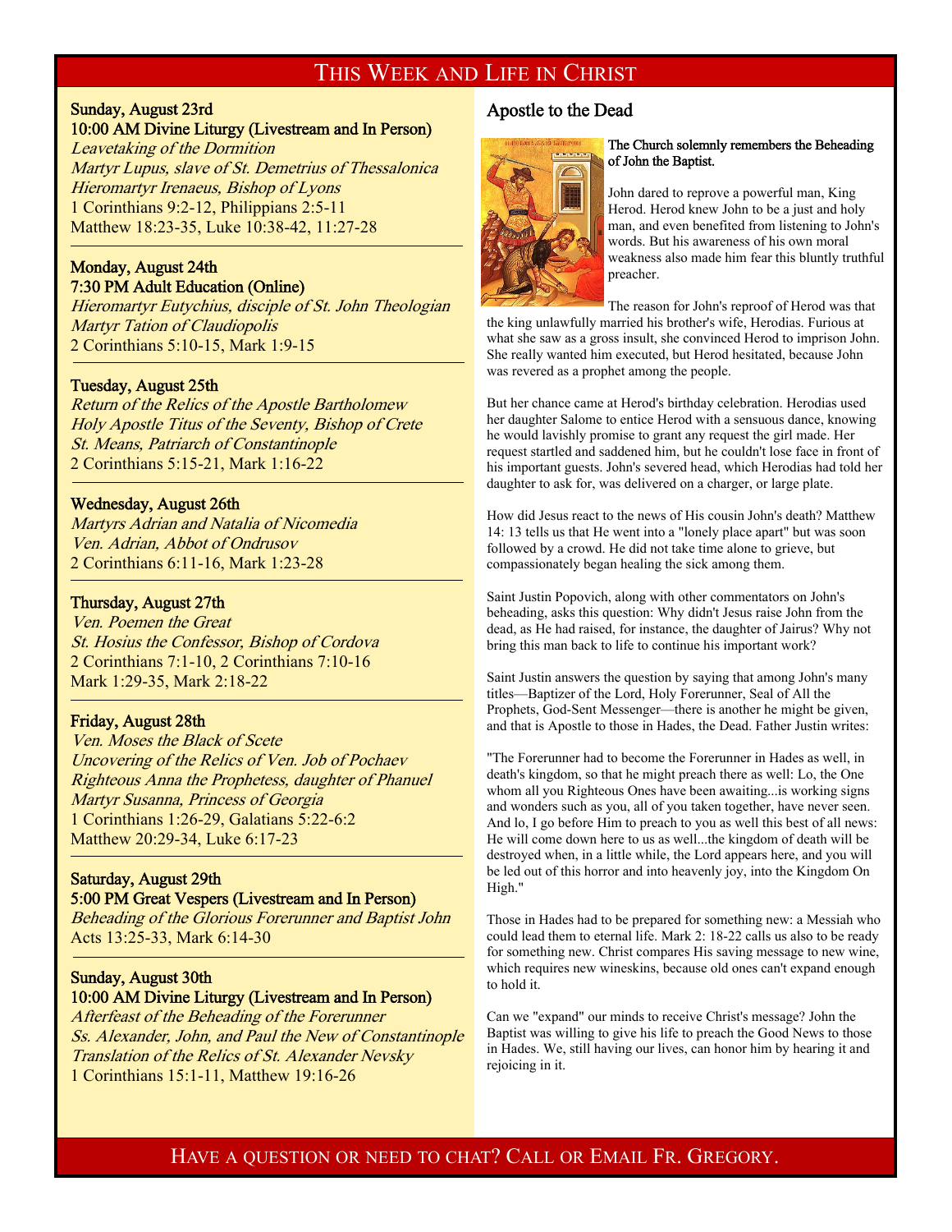# This Week and Life in Christ

**Sunday, August 23rd**
**10:00 AM Divine Liturgy (Livestream and In Person)**
*Leavetaking of the Dormition*
*Martyr Lupus, slave of St. Demetrius of Thessalonica*
*Hieromartyr Irenaeus, Bishop of Lyons*
1 Corinthians 9:2-12, Philippians 2:5-11
Matthew 18:23-35, Luke 10:38-42, 11:27-28

**Monday, August 24th**
**7:30 PM Adult Education (Online)**
*Hieromartyr Eutychius, disciple of St. John Theologian*
*Martyr Tation of Claudiopolis*
2 Corinthians 5:10-15, Mark 1:9-15

**Tuesday, August 25th**
*Return of the Relics of the Apostle Bartholomew*
*Holy Apostle Titus of the Seventy, Bishop of Crete*
*St. Means, Patriarch of Constantinople*
2 Corinthians 5:15-21, Mark 1:16-22

**Wednesday, August 26th**
*Martyrs Adrian and Natalia of Nicomedia*
*Ven. Adrian, Abbot of Ondrusov*
2 Corinthians 6:11-16, Mark 1:23-28

**Thursday, August 27th**
*Ven. Poemen the Great*
*St. Hosius the Confessor, Bishop of Cordova*
2 Corinthians 7:1-10, 2 Corinthians 7:10-16
Mark 1:29-35, Mark 2:18-22

**Friday, August 28th**
*Ven. Moses the Black of Scete*
*Uncovering of the Relics of Ven. Job of Pochaev*
*Righteous Anna the Prophetess, daughter of Phanuel*
*Martyr Susanna, Princess of Georgia*
1 Corinthians 1:26-29, Galatians 5:22-6:2
Matthew 20:29-34, Luke 6:17-23

**Saturday, August 29th**
**5:00 PM Great Vespers (Livestream and In Person)**
*Beheading of the Glorious Forerunner and Baptist John*
Acts 13:25-33, Mark 6:14-30

**Sunday, August 30th**
**10:00 AM Divine Liturgy (Livestream and In Person)**
*Afterfeast of the Beheading of the Forerunner*
*Ss. Alexander, John, and Paul the New of Constantinople*
*Translation of the Relics of St. Alexander Nevsky*
1 Corinthians 15:1-11, Matthew 19:16-26

## Apostle to the Dead

**The Church solemnly remembers the Beheading of John the Baptist.**

John dared to reprove a powerful man, King Herod. Herod knew John to be a just and holy man, and even benefited from listening to John's words. But his awareness of his own moral weakness also made him fear this bluntly truthful preacher.

The reason for John's reproof of Herod was that the king unlawfully married his brother's wife, Herodias. Furious at what she saw as a gross insult, she convinced Herod to imprison John. She really wanted him executed, but Herod hesitated, because John was revered as a prophet among the people.

But her chance came at Herod's birthday celebration. Herodias used her daughter Salome to entice Herod with a sensuous dance, knowing he would lavishly promise to grant any request the girl made. Her request startled and saddened him, but he couldn't lose face in front of his important guests. John's severed head, which Herodias had told her daughter to ask for, was delivered on a charger, or large plate.

How did Jesus react to the news of His cousin John's death? Matthew 14: 13 tells us that He went into a "lonely place apart" but was soon followed by a crowd. He did not take time alone to grieve, but compassionately began healing the sick among them.

Saint Justin Popovich, along with other commentators on John's beheading, asks this question: Why didn't Jesus raise John from the dead, as He had raised, for instance, the daughter of Jairus? Why not bring this man back to life to continue his important work?

Saint Justin answers the question by saying that among John's many titles—Baptizer of the Lord, Holy Forerunner, Seal of All the Prophets, God-Sent Messenger—there is another he might be given, and that is Apostle to those in Hades, the Dead. Father Justin writes:

"The Forerunner had to become the Forerunner in Hades as well, in death's kingdom, so that he might preach there as well: Lo, the One whom all you Righteous Ones have been awaiting...is working signs and wonders such as you, all of you taken together, have never seen. And lo, I go before Him to preach to you as well this best of all news: He will come down here to us as well...the kingdom of death will be destroyed when, in a little while, the Lord appears here, and you will be led out of this horror and into heavenly joy, into the Kingdom On High."

Those in Hades had to be prepared for something new: a Messiah who could lead them to eternal life. Mark 2: 18-22 calls us also to be ready for something new. Christ compares His saving message to new wine, which requires new wineskins, because old ones can't expand enough to hold it.

Can we "expand" our minds to receive Christ's message? John the Baptist was willing to give his life to preach the Good News to those in Hades. We, still having our lives, can honor him by hearing it and rejoicing in it.

Have a question or need to chat? Call or Email Fr. Gregory.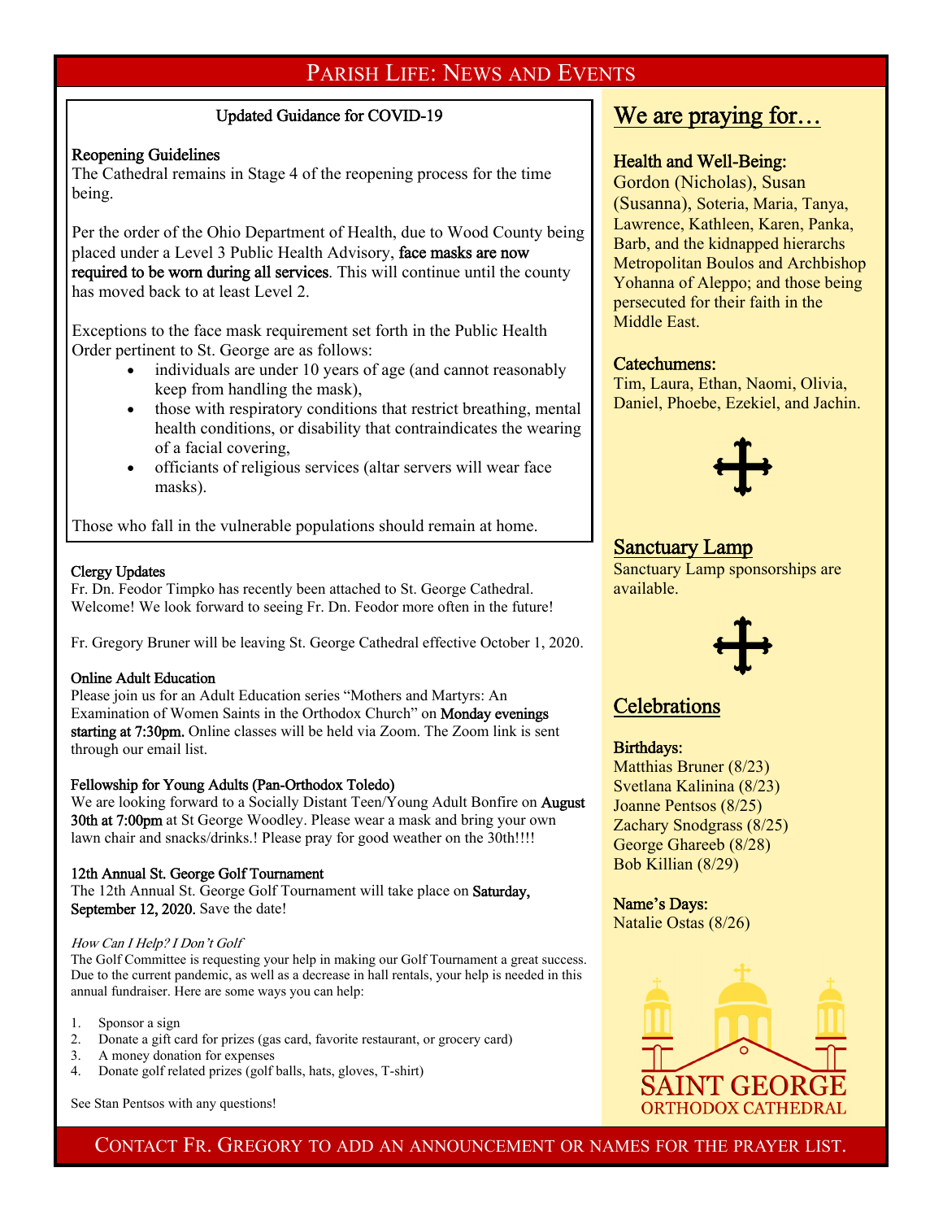# Parish Life: News and Events

## Updated Guidance for COVID-19

### Reopening Guidelines

The Cathedral remains in Stage 4 of the reopening process for the time being.

Per the order of the Ohio Department of Health, due to Wood County being placed under a Level 3 Public Health Advisory, **face masks are now required to be worn during all services**. This will continue until the county has moved back to at least Level 2.

Exceptions to the face mask requirement set forth in the Public Health Order pertinent to St. George are as follows:

- individuals are under 10 years of age (and cannot reasonably keep from handling the mask),
- those with respiratory conditions that restrict breathing, mental health conditions, or disability that contraindicates the wearing of a facial covering,
- officiants of religious services (altar servers will wear face masks).

Those who fall in the vulnerable populations should remain at home.

### Clergy Updates

Fr. Dn. Feodor Timpko has recently been attached to St. George Cathedral. Welcome! We look forward to seeing Fr. Dn. Feodor more often in the future!

Fr. Gregory Bruner will be leaving St. George Cathedral effective October 1, 2020.

### Online Adult Education

Please join us for an Adult Education series "Mothers and Martyrs: An Examination of Women Saints in the Orthodox Church" on **Monday evenings starting at 7:30pm.** Online classes will be held via Zoom. The Zoom link is sent through our email list.

### Fellowship for Young Adults (Pan-Orthodox Toledo)

We are looking forward to a Socially Distant Teen/Young Adult Bonfire on **August 30th at 7:00pm** at St George Woodley. Please wear a mask and bring your own lawn chair and snacks/drinks.! Please pray for good weather on the 30th!!!!

### 12th Annual St. George Golf Tournament

The 12th Annual St. George Golf Tournament will take place on **Saturday, September 12, 2020.** Save the date!

*How Can I Help? I Don't Golf*

The Golf Committee is requesting your help in making our Golf Tournament a great success. Due to the current pandemic, as well as a decrease in hall rentals, your help is needed in this annual fundraiser. Here are some ways you can help:

1. Sponsor a sign
2. Donate a gift card for prizes (gas card, favorite restaurant, or grocery card)
3. A money donation for expenses
4. Donate golf related prizes (golf balls, hats, gloves, T-shirt)

See Stan Pentsos with any questions!

## We are praying for…

### Health and Well-Being:

Gordon (Nicholas), Susan (Susanna), Soteria, Maria, Tanya, Lawrence, Kathleen, Karen, Panka, Barb, and the kidnapped hierarchs Metropolitan Boulos and Archbishop Yohanna of Aleppo; and those being persecuted for their faith in the Middle East.

### Catechumens:

Tim, Laura, Ethan, Naomi, Olivia, Daniel, Phoebe, Ezekiel, and Jachin.

## Sanctuary Lamp

Sanctuary Lamp sponsorships are available.

## Celebrations

### Birthdays:

Matthias Bruner (8/23)
Svetlana Kalinina (8/23)
Joanne Pentsos (8/25)
Zachary Snodgrass (8/25)
George Ghareeb (8/28)
Bob Killian (8/29)

### Name's Days:

Natalie Ostas (8/26)

SAINT GEORGE
ORTHODOX CATHEDRAL

Contact Fr. Gregory to add an announcement or names for the prayer list.